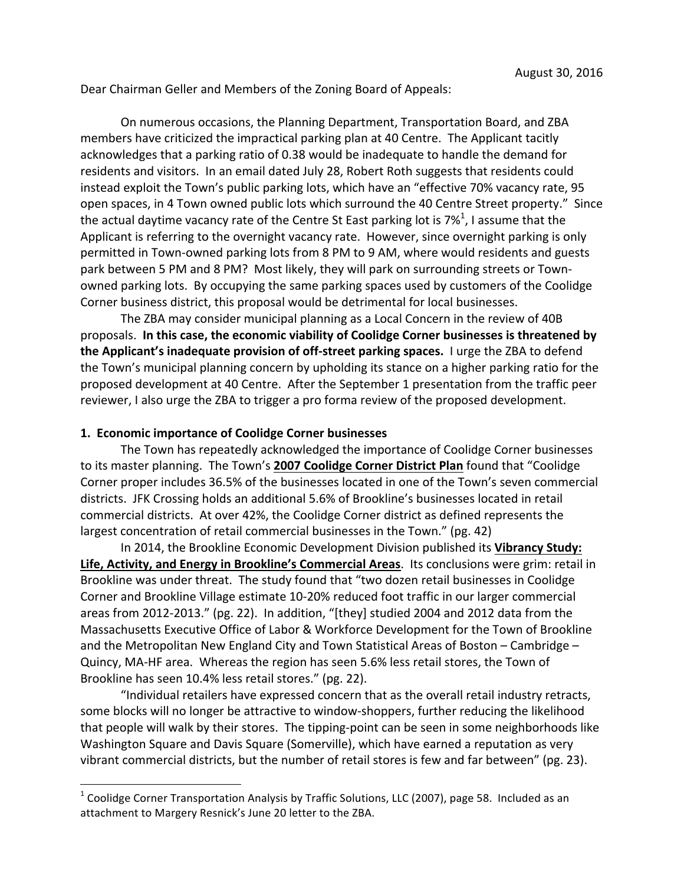August 30, 2016

Dear Chairman Geller and Members of the Zoning Board of Appeals:

On numerous occasions, the Planning Department, Transportation Board, and ZBA members have criticized the impractical parking plan at 40 Centre. The Applicant tacitly acknowledges that a parking ratio of 0.38 would be inadequate to handle the demand for residents and visitors. In an email dated July 28, Robert Roth suggests that residents could instead exploit the Town's public parking lots, which have an "effective 70% vacancy rate, 95 open spaces, in 4 Town owned public lots which surround the 40 Centre Street property." Since the actual daytime vacancy rate of the Centre St East parking lot is 7%[1], I assume that the Applicant is referring to the overnight vacancy rate. However, since overnight parking is only permitted in Town-owned parking lots from 8 PM to 9 AM, where would residents and guests park between 5 PM and 8 PM? Most likely, they will park on surrounding streets or Town-owned parking lots. By occupying the same parking spaces used by customers of the Coolidge Corner business district, this proposal would be detrimental for local businesses.

The ZBA may consider municipal planning as a Local Concern in the review of 40B proposals. **In this case, the economic viability of Coolidge Corner businesses is threatened by the Applicant's inadequate provision of off-street parking spaces.** I urge the ZBA to defend the Town's municipal planning concern by upholding its stance on a higher parking ratio for the proposed development at 40 Centre. After the September 1 presentation from the traffic peer reviewer, I also urge the ZBA to trigger a pro forma review of the proposed development.

**1. Economic importance of Coolidge Corner businesses**

The Town has repeatedly acknowledged the importance of Coolidge Corner businesses to its master planning. The Town's **2007 Coolidge Corner District Plan** found that "Coolidge Corner proper includes 36.5% of the businesses located in one of the Town's seven commercial districts. JFK Crossing holds an additional 5.6% of Brookline's businesses located in retail commercial districts. At over 42%, the Coolidge Corner district as defined represents the largest concentration of retail commercial businesses in the Town." (pg. 42)

In 2014, the Brookline Economic Development Division published its **Vibrancy Study: Life, Activity, and Energy in Brookline's Commercial Areas**. Its conclusions were grim: retail in Brookline was under threat. The study found that "two dozen retail businesses in Coolidge Corner and Brookline Village estimate 10-20% reduced foot traffic in our larger commercial areas from 2012-2013." (pg. 22). In addition, "[they] studied 2004 and 2012 data from the Massachusetts Executive Office of Labor & Workforce Development for the Town of Brookline and the Metropolitan New England City and Town Statistical Areas of Boston – Cambridge – Quincy, MA-HF area. Whereas the region has seen 5.6% less retail stores, the Town of Brookline has seen 10.4% less retail stores." (pg. 22).

"Individual retailers have expressed concern that as the overall retail industry retracts, some blocks will no longer be attractive to window-shoppers, further reducing the likelihood that people will walk by their stores. The tipping-point can be seen in some neighborhoods like Washington Square and Davis Square (Somerville), which have earned a reputation as very vibrant commercial districts, but the number of retail stores is few and far between" (pg. 23).

---

[1] Coolidge Corner Transportation Analysis by Traffic Solutions, LLC (2007), page 58. Included as an attachment to Margery Resnick's June 20 letter to the ZBA.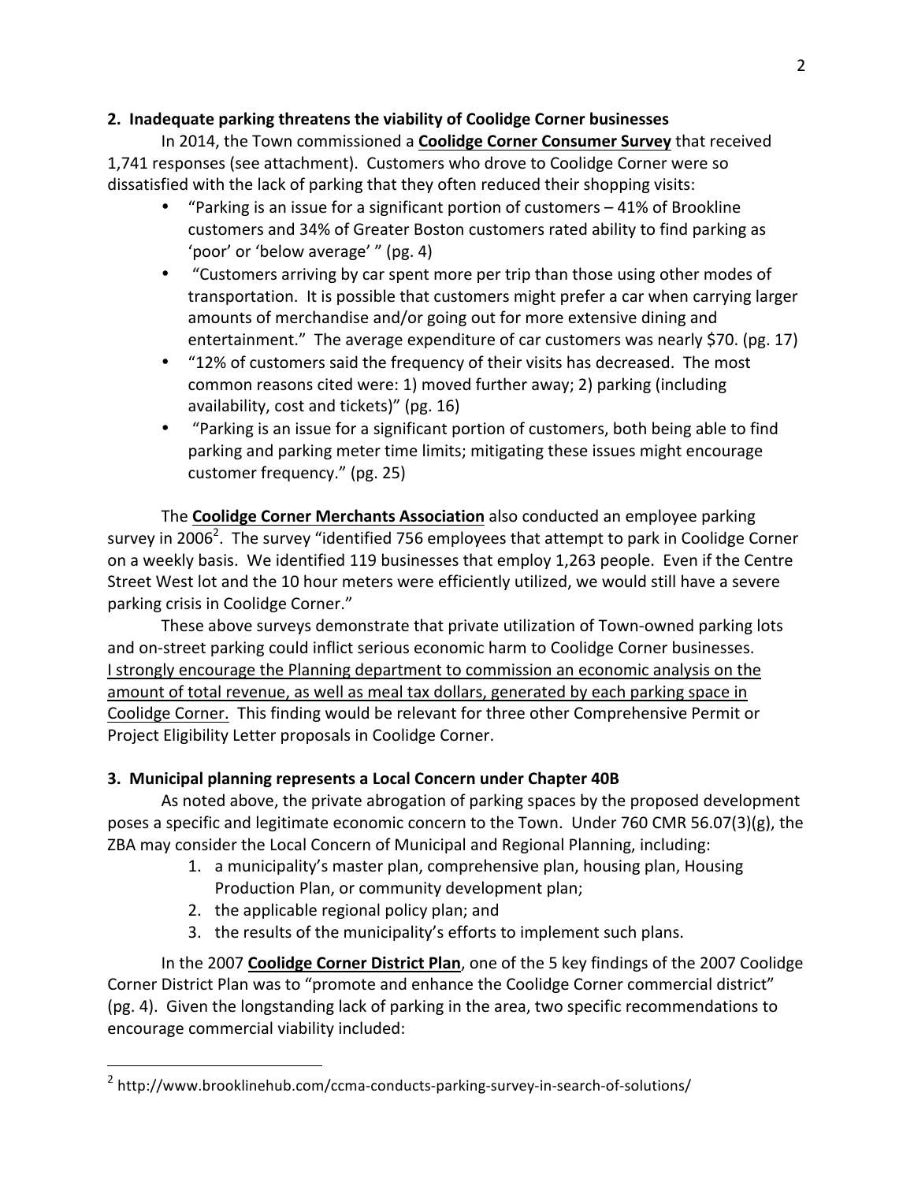**2. Inadequate parking threatens the viability of Coolidge Corner businesses**

In 2014, the Town commissioned a **Coolidge Corner Consumer Survey** that received 1,741 responses (see attachment). Customers who drove to Coolidge Corner were so dissatisfied with the lack of parking that they often reduced their shopping visits:

- "Parking is an issue for a significant portion of customers – 41% of Brookline customers and 34% of Greater Boston customers rated ability to find parking as 'poor' or 'below average' " (pg. 4)
- "Customers arriving by car spent more per trip than those using other modes of transportation. It is possible that customers might prefer a car when carrying larger amounts of merchandise and/or going out for more extensive dining and entertainment." The average expenditure of car customers was nearly $70. (pg. 17)
- "12% of customers said the frequency of their visits has decreased. The most common reasons cited were: 1) moved further away; 2) parking (including availability, cost and tickets)" (pg. 16)
- "Parking is an issue for a significant portion of customers, both being able to find parking and parking meter time limits; mitigating these issues might encourage customer frequency." (pg. 25)

The **Coolidge Corner Merchants Association** also conducted an employee parking survey in 2006[2]. The survey "identified 756 employees that attempt to park in Coolidge Corner on a weekly basis. We identified 119 businesses that employ 1,263 people. Even if the Centre Street West lot and the 10 hour meters were efficiently utilized, we would still have a severe parking crisis in Coolidge Corner."

These above surveys demonstrate that private utilization of Town-owned parking lots and on-street parking could inflict serious economic harm to Coolidge Corner businesses. <u>I strongly encourage the Planning department to commission an economic analysis on the amount of total revenue, as well as meal tax dollars, generated by each parking space in Coolidge Corner.</u> This finding would be relevant for three other Comprehensive Permit or Project Eligibility Letter proposals in Coolidge Corner.

**3. Municipal planning represents a Local Concern under Chapter 40B**

As noted above, the private abrogation of parking spaces by the proposed development poses a specific and legitimate economic concern to the Town. Under 760 CMR 56.07(3)(g), the ZBA may consider the Local Concern of Municipal and Regional Planning, including:

1. a municipality's master plan, comprehensive plan, housing plan, Housing Production Plan, or community development plan;
2. the applicable regional policy plan; and
3. the results of the municipality's efforts to implement such plans.

In the 2007 **Coolidge Corner District Plan**, one of the 5 key findings of the 2007 Coolidge Corner District Plan was to "promote and enhance the Coolidge Corner commercial district" (pg. 4). Given the longstanding lack of parking in the area, two specific recommendations to encourage commercial viability included:

---

[2] http://www.brooklinehub.com/ccma-conducts-parking-survey-in-search-of-solutions/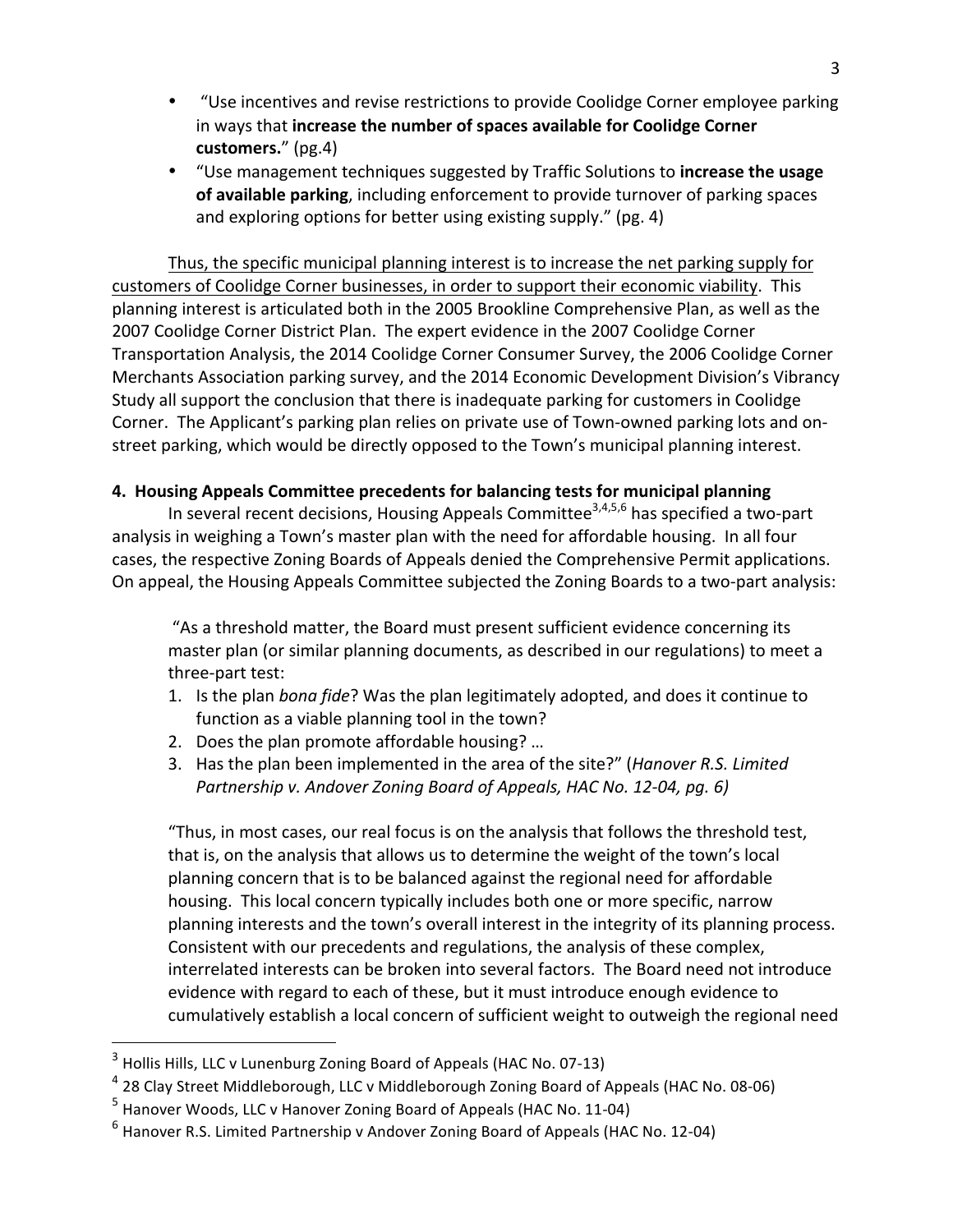- "Use incentives and revise restrictions to provide Coolidge Corner employee parking in ways that **increase the number of spaces available for Coolidge Corner customers.**" (pg.4)
- "Use management techniques suggested by Traffic Solutions to **increase the usage of available parking**, including enforcement to provide turnover of parking spaces and exploring options for better using existing supply." (pg. 4)

Thus, the specific municipal planning interest is to increase the net parking supply for customers of Coolidge Corner businesses, in order to support their economic viability. This planning interest is articulated both in the 2005 Brookline Comprehensive Plan, as well as the 2007 Coolidge Corner District Plan. The expert evidence in the 2007 Coolidge Corner Transportation Analysis, the 2014 Coolidge Corner Consumer Survey, the 2006 Coolidge Corner Merchants Association parking survey, and the 2014 Economic Development Division's Vibrancy Study all support the conclusion that there is inadequate parking for customers in Coolidge Corner. The Applicant's parking plan relies on private use of Town-owned parking lots and on-street parking, which would be directly opposed to the Town's municipal planning interest.

**4. Housing Appeals Committee precedents for balancing tests for municipal planning**

In several recent decisions, Housing Appeals Committee[3,4,5,6] has specified a two-part analysis in weighing a Town's master plan with the need for affordable housing. In all four cases, the respective Zoning Boards of Appeals denied the Comprehensive Permit applications. On appeal, the Housing Appeals Committee subjected the Zoning Boards to a two-part analysis:

> "As a threshold matter, the Board must present sufficient evidence concerning its master plan (or similar planning documents, as described in our regulations) to meet a three-part test:
>
> 1. Is the plan *bona fide*? Was the plan legitimately adopted, and does it continue to function as a viable planning tool in the town?
> 2. Does the plan promote affordable housing? …
> 3. Has the plan been implemented in the area of the site?" (*Hanover R.S. Limited Partnership v. Andover Zoning Board of Appeals, HAC No. 12-04, pg. 6)*
>
> "Thus, in most cases, our real focus is on the analysis that follows the threshold test, that is, on the analysis that allows us to determine the weight of the town's local planning concern that is to be balanced against the regional need for affordable housing. This local concern typically includes both one or more specific, narrow planning interests and the town's overall interest in the integrity of its planning process. Consistent with our precedents and regulations, the analysis of these complex, interrelated interests can be broken into several factors. The Board need not introduce evidence with regard to each of these, but it must introduce enough evidence to cumulatively establish a local concern of sufficient weight to outweigh the regional need

---

[3] Hollis Hills, LLC v Lunenburg Zoning Board of Appeals (HAC No. 07-13)

[4] 28 Clay Street Middleborough, LLC v Middleborough Zoning Board of Appeals (HAC No. 08-06)

[5] Hanover Woods, LLC v Hanover Zoning Board of Appeals (HAC No. 11-04)

[6] Hanover R.S. Limited Partnership v Andover Zoning Board of Appeals (HAC No. 12-04)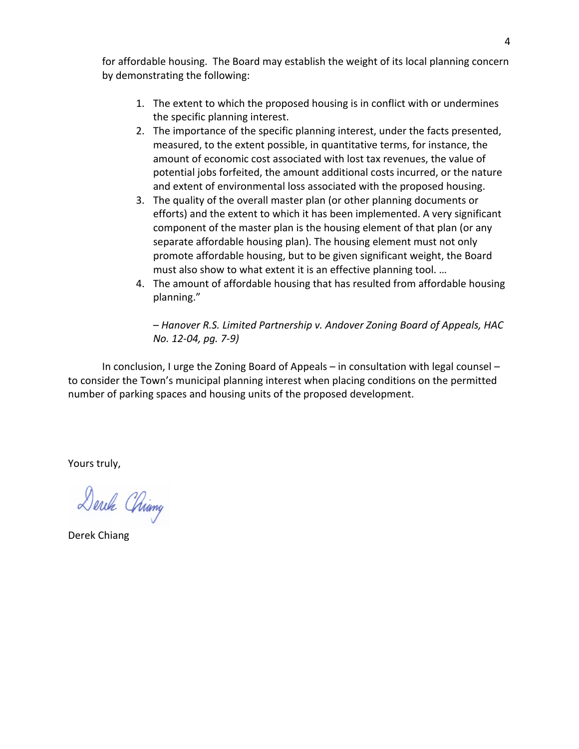for affordable housing. The Board may establish the weight of its local planning concern by demonstrating the following:

1. The extent to which the proposed housing is in conflict with or undermines the specific planning interest.
2. The importance of the specific planning interest, under the facts presented, measured, to the extent possible, in quantitative terms, for instance, the amount of economic cost associated with lost tax revenues, the value of potential jobs forfeited, the amount additional costs incurred, or the nature and extent of environmental loss associated with the proposed housing.
3. The quality of the overall master plan (or other planning documents or efforts) and the extent to which it has been implemented. A very significant component of the master plan is the housing element of that plan (or any separate affordable housing plan). The housing element must not only promote affordable housing, but to be given significant weight, the Board must also show to what extent it is an effective planning tool. …
4. The amount of affordable housing that has resulted from affordable housing planning."

*– Hanover R.S. Limited Partnership v. Andover Zoning Board of Appeals, HAC No. 12-04, pg. 7-9)*

In conclusion, I urge the Zoning Board of Appeals – in consultation with legal counsel – to consider the Town's municipal planning interest when placing conditions on the permitted number of parking spaces and housing units of the proposed development.

Yours truly,

Derek Chiang

Derek Chiang